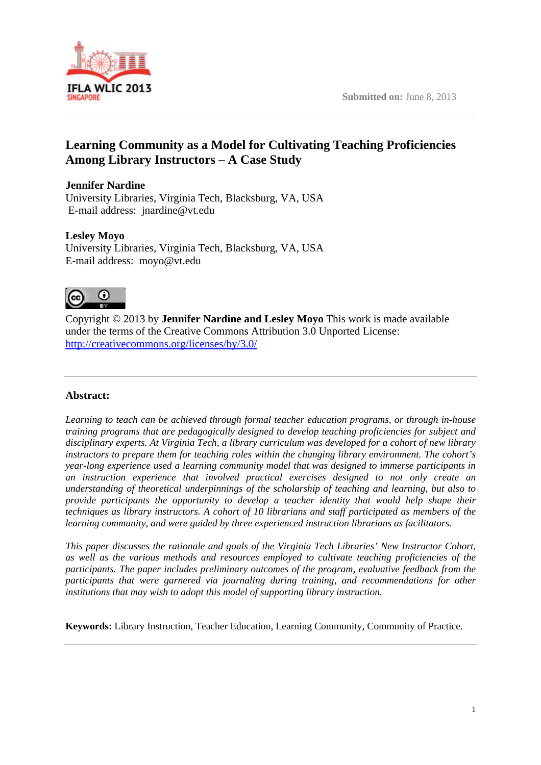**Submitted on:** June 8, 2013

# Learning Community as a Model for Cultivating Teaching Proficiencies Among Library Instructors – A Case Study

**Jennifer Nardine**
University Libraries, Virginia Tech, Blacksburg, VA, USA
E-mail address: jnardine@vt.edu

**Lesley Moyo**
University Libraries, Virginia Tech, Blacksburg, VA, USA
E-mail address: moyo@vt.edu

Copyright © 2013 by **Jennifer Nardine and Lesley Moyo** This work is made available under the terms of the Creative Commons Attribution 3.0 Unported License: http://creativecommons.org/licenses/by/3.0/

---

**Abstract:**

*Learning to teach can be achieved through formal teacher education programs, or through in-house training programs that are pedagogically designed to develop teaching proficiencies for subject and disciplinary experts. At Virginia Tech, a library curriculum was developed for a cohort of new library instructors to prepare them for teaching roles within the changing library environment. The cohort's year-long experience used a learning community model that was designed to immerse participants in an instruction experience that involved practical exercises designed to not only create an understanding of theoretical underpinnings of the scholarship of teaching and learning, but also to provide participants the opportunity to develop a teacher identity that would help shape their techniques as library instructors. A cohort of 10 librarians and staff participated as members of the learning community, and were guided by three experienced instruction librarians as facilitators.*

*This paper discusses the rationale and goals of the Virginia Tech Libraries' New Instructor Cohort, as well as the various methods and resources employed to cultivate teaching proficiencies of the participants. The paper includes preliminary outcomes of the program, evaluative feedback from the participants that were garnered via journaling during training, and recommendations for other institutions that may wish to adopt this model of supporting library instruction.*

**Keywords:** Library Instruction, Teacher Education, Learning Community, Community of Practice.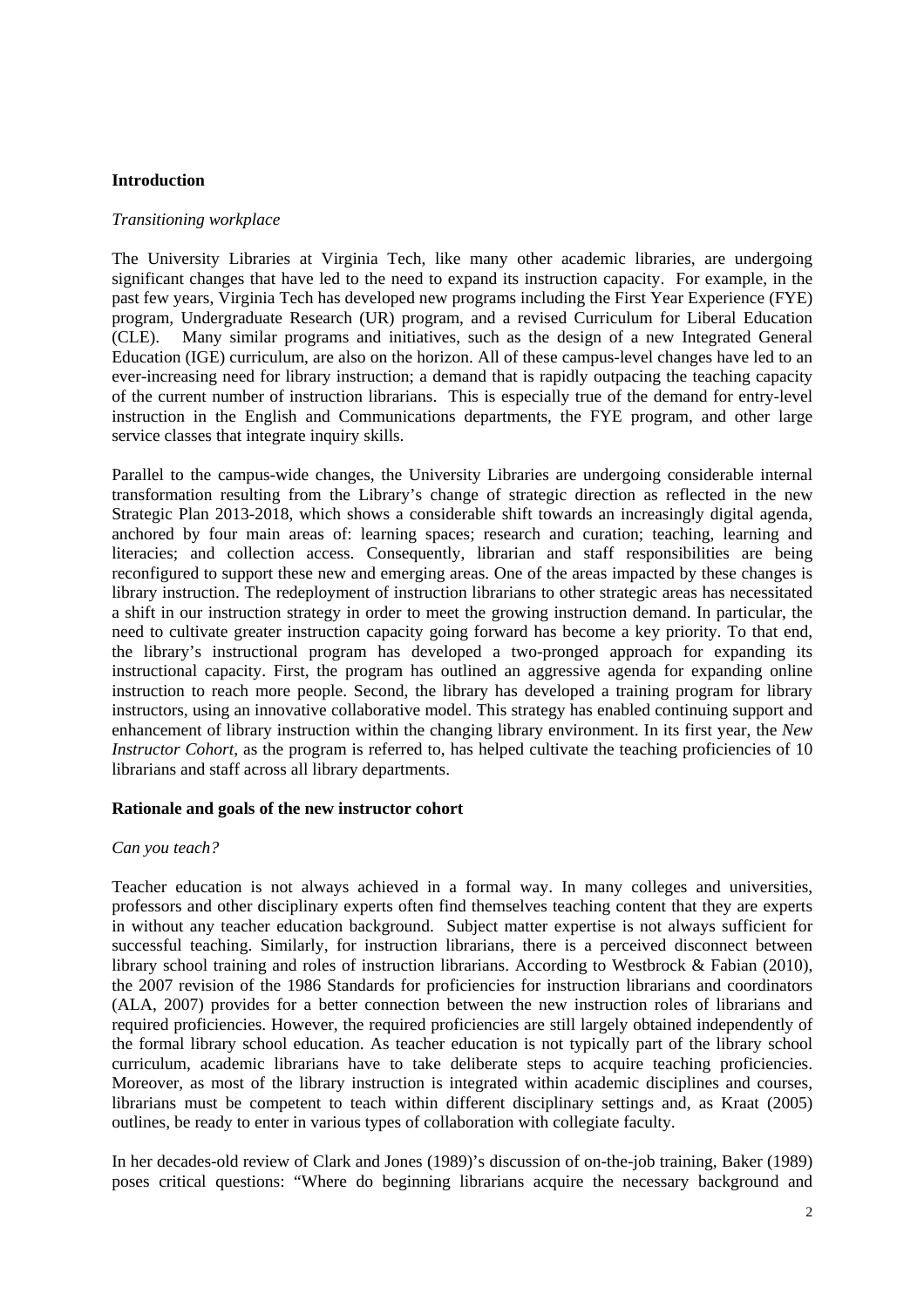## Introduction

*Transitioning workplace*

The University Libraries at Virginia Tech, like many other academic libraries, are undergoing significant changes that have led to the need to expand its instruction capacity. For example, in the past few years, Virginia Tech has developed new programs including the First Year Experience (FYE) program, Undergraduate Research (UR) program, and a revised Curriculum for Liberal Education (CLE). Many similar programs and initiatives, such as the design of a new Integrated General Education (IGE) curriculum, are also on the horizon. All of these campus-level changes have led to an ever-increasing need for library instruction; a demand that is rapidly outpacing the teaching capacity of the current number of instruction librarians. This is especially true of the demand for entry-level instruction in the English and Communications departments, the FYE program, and other large service classes that integrate inquiry skills.

Parallel to the campus-wide changes, the University Libraries are undergoing considerable internal transformation resulting from the Library's change of strategic direction as reflected in the new Strategic Plan 2013-2018, which shows a considerable shift towards an increasingly digital agenda, anchored by four main areas of: learning spaces; research and curation; teaching, learning and literacies; and collection access. Consequently, librarian and staff responsibilities are being reconfigured to support these new and emerging areas. One of the areas impacted by these changes is library instruction. The redeployment of instruction librarians to other strategic areas has necessitated a shift in our instruction strategy in order to meet the growing instruction demand. In particular, the need to cultivate greater instruction capacity going forward has become a key priority. To that end, the library's instructional program has developed a two-pronged approach for expanding its instructional capacity. First, the program has outlined an aggressive agenda for expanding online instruction to reach more people. Second, the library has developed a training program for library instructors, using an innovative collaborative model. This strategy has enabled continuing support and enhancement of library instruction within the changing library environment. In its first year, the *New Instructor Cohort*, as the program is referred to, has helped cultivate the teaching proficiencies of 10 librarians and staff across all library departments.

## Rationale and goals of the new instructor cohort

*Can you teach?*

Teacher education is not always achieved in a formal way. In many colleges and universities, professors and other disciplinary experts often find themselves teaching content that they are experts in without any teacher education background. Subject matter expertise is not always sufficient for successful teaching. Similarly, for instruction librarians, there is a perceived disconnect between library school training and roles of instruction librarians. According to Westbrock & Fabian (2010), the 2007 revision of the 1986 Standards for proficiencies for instruction librarians and coordinators (ALA, 2007) provides for a better connection between the new instruction roles of librarians and required proficiencies. However, the required proficiencies are still largely obtained independently of the formal library school education. As teacher education is not typically part of the library school curriculum, academic librarians have to take deliberate steps to acquire teaching proficiencies. Moreover, as most of the library instruction is integrated within academic disciplines and courses, librarians must be competent to teach within different disciplinary settings and, as Kraat (2005) outlines, be ready to enter in various types of collaboration with collegiate faculty.

In her decades-old review of Clark and Jones (1989)'s discussion of on-the-job training, Baker (1989) poses critical questions: "Where do beginning librarians acquire the necessary background and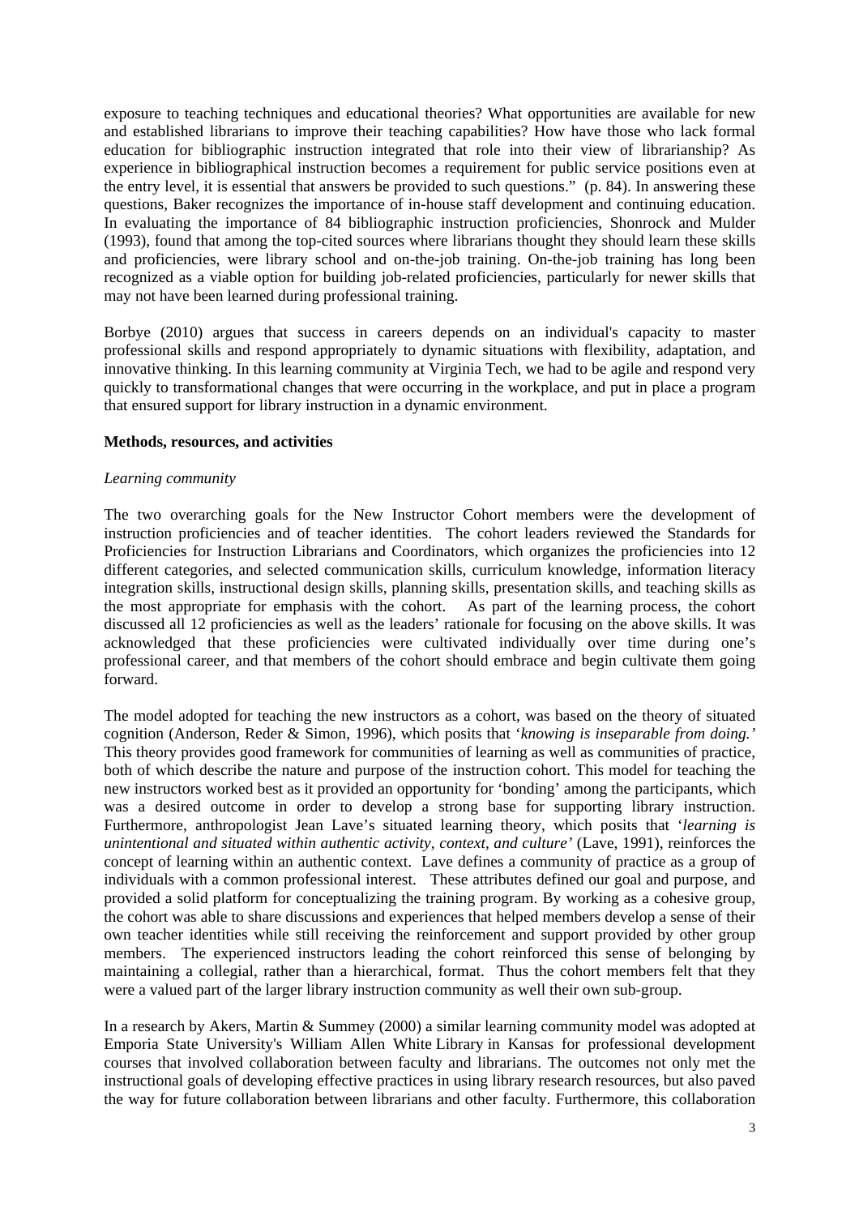exposure to teaching techniques and educational theories? What opportunities are available for new and established librarians to improve their teaching capabilities? How have those who lack formal education for bibliographic instruction integrated that role into their view of librarianship? As experience in bibliographical instruction becomes a requirement for public service positions even at the entry level, it is essential that answers be provided to such questions." (p. 84). In answering these questions, Baker recognizes the importance of in-house staff development and continuing education. In evaluating the importance of 84 bibliographic instruction proficiencies, Shonrock and Mulder (1993), found that among the top-cited sources where librarians thought they should learn these skills and proficiencies, were library school and on-the-job training. On-the-job training has long been recognized as a viable option for building job-related proficiencies, particularly for newer skills that may not have been learned during professional training.

Borbye (2010) argues that success in careers depends on an individual's capacity to master professional skills and respond appropriately to dynamic situations with flexibility, adaptation, and innovative thinking. In this learning community at Virginia Tech, we had to be agile and respond very quickly to transformational changes that were occurring in the workplace, and put in place a program that ensured support for library instruction in a dynamic environment.

**Methods, resources, and activities**

*Learning community*

The two overarching goals for the New Instructor Cohort members were the development of instruction proficiencies and of teacher identities. The cohort leaders reviewed the Standards for Proficiencies for Instruction Librarians and Coordinators, which organizes the proficiencies into 12 different categories, and selected communication skills, curriculum knowledge, information literacy integration skills, instructional design skills, planning skills, presentation skills, and teaching skills as the most appropriate for emphasis with the cohort. As part of the learning process, the cohort discussed all 12 proficiencies as well as the leaders' rationale for focusing on the above skills. It was acknowledged that these proficiencies were cultivated individually over time during one's professional career, and that members of the cohort should embrace and begin cultivate them going forward.

The model adopted for teaching the new instructors as a cohort, was based on the theory of situated cognition (Anderson, Reder & Simon, 1996), which posits that '*knowing is inseparable from doing.'* This theory provides good framework for communities of learning as well as communities of practice, both of which describe the nature and purpose of the instruction cohort. This model for teaching the new instructors worked best as it provided an opportunity for 'bonding' among the participants, which was a desired outcome in order to develop a strong base for supporting library instruction. Furthermore, anthropologist Jean Lave's situated learning theory, which posits that '*learning is unintentional and situated within authentic activity, context, and culture'* (Lave, 1991), reinforces the concept of learning within an authentic context. Lave defines a community of practice as a group of individuals with a common professional interest. These attributes defined our goal and purpose, and provided a solid platform for conceptualizing the training program. By working as a cohesive group, the cohort was able to share discussions and experiences that helped members develop a sense of their own teacher identities while still receiving the reinforcement and support provided by other group members. The experienced instructors leading the cohort reinforced this sense of belonging by maintaining a collegial, rather than a hierarchical, format. Thus the cohort members felt that they were a valued part of the larger library instruction community as well their own sub-group.

In a research by Akers, Martin & Summey (2000) a similar learning community model was adopted at Emporia State University's William Allen White Library in Kansas for professional development courses that involved collaboration between faculty and librarians. The outcomes not only met the instructional goals of developing effective practices in using library research resources, but also paved the way for future collaboration between librarians and other faculty. Furthermore, this collaboration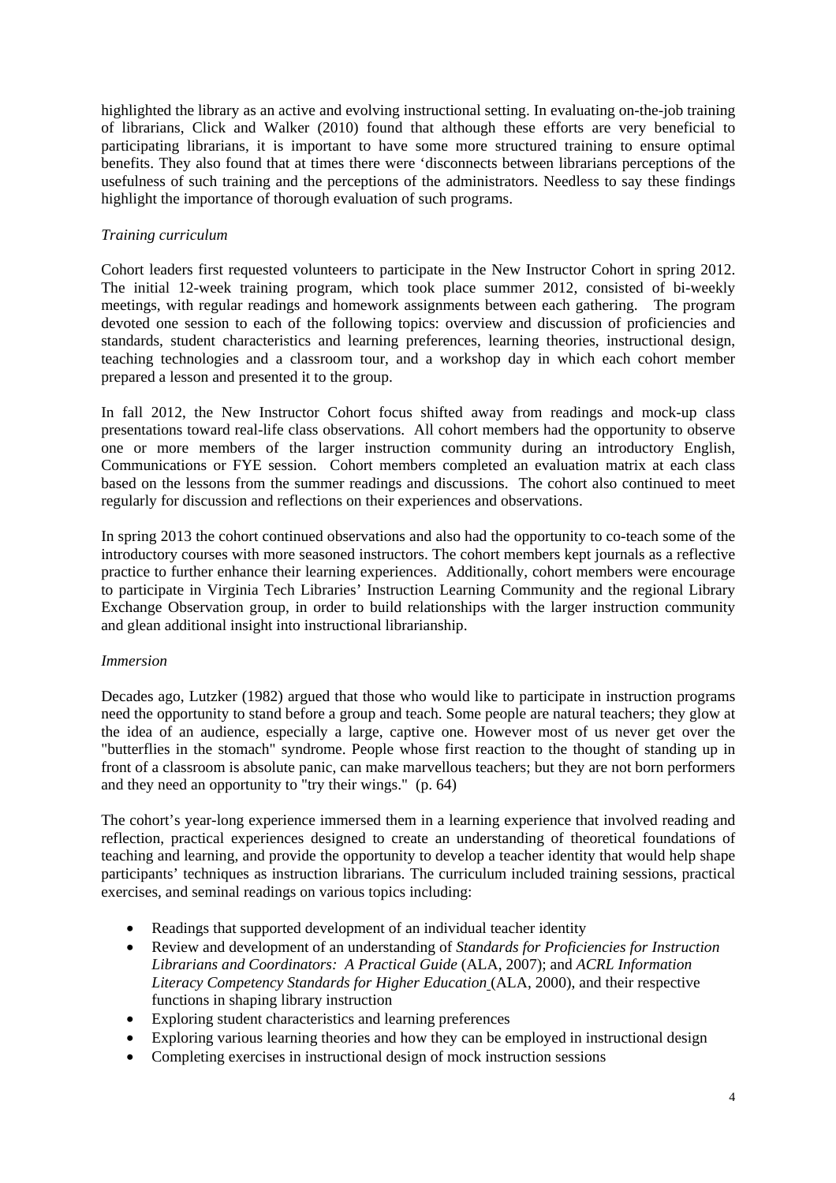highlighted the library as an active and evolving instructional setting. In evaluating on-the-job training of librarians, Click and Walker (2010) found that although these efforts are very beneficial to participating librarians, it is important to have some more structured training to ensure optimal benefits. They also found that at times there were 'disconnects between librarians perceptions of the usefulness of such training and the perceptions of the administrators. Needless to say these findings highlight the importance of thorough evaluation of such programs.

*Training curriculum*

Cohort leaders first requested volunteers to participate in the New Instructor Cohort in spring 2012. The initial 12-week training program, which took place summer 2012, consisted of bi-weekly meetings, with regular readings and homework assignments between each gathering. The program devoted one session to each of the following topics: overview and discussion of proficiencies and standards, student characteristics and learning preferences, learning theories, instructional design, teaching technologies and a classroom tour, and a workshop day in which each cohort member prepared a lesson and presented it to the group.

In fall 2012, the New Instructor Cohort focus shifted away from readings and mock-up class presentations toward real-life class observations. All cohort members had the opportunity to observe one or more members of the larger instruction community during an introductory English, Communications or FYE session. Cohort members completed an evaluation matrix at each class based on the lessons from the summer readings and discussions. The cohort also continued to meet regularly for discussion and reflections on their experiences and observations.

In spring 2013 the cohort continued observations and also had the opportunity to co-teach some of the introductory courses with more seasoned instructors. The cohort members kept journals as a reflective practice to further enhance their learning experiences. Additionally, cohort members were encourage to participate in Virginia Tech Libraries' Instruction Learning Community and the regional Library Exchange Observation group, in order to build relationships with the larger instruction community and glean additional insight into instructional librarianship.

*Immersion*

Decades ago, Lutzker (1982) argued that those who would like to participate in instruction programs need the opportunity to stand before a group and teach. Some people are natural teachers; they glow at the idea of an audience, especially a large, captive one. However most of us never get over the "butterflies in the stomach" syndrome. People whose first reaction to the thought of standing up in front of a classroom is absolute panic, can make marvellous teachers; but they are not born performers and they need an opportunity to "try their wings." (p. 64)

The cohort's year-long experience immersed them in a learning experience that involved reading and reflection, practical experiences designed to create an understanding of theoretical foundations of teaching and learning, and provide the opportunity to develop a teacher identity that would help shape participants' techniques as instruction librarians. The curriculum included training sessions, practical exercises, and seminal readings on various topics including:

- Readings that supported development of an individual teacher identity
- Review and development of an understanding of *Standards for Proficiencies for Instruction Librarians and Coordinators: A Practical Guide* (ALA, 2007); and *ACRL Information Literacy Competency Standards for Higher Education* (ALA, 2000), and their respective functions in shaping library instruction
- Exploring student characteristics and learning preferences
- Exploring various learning theories and how they can be employed in instructional design
- Completing exercises in instructional design of mock instruction sessions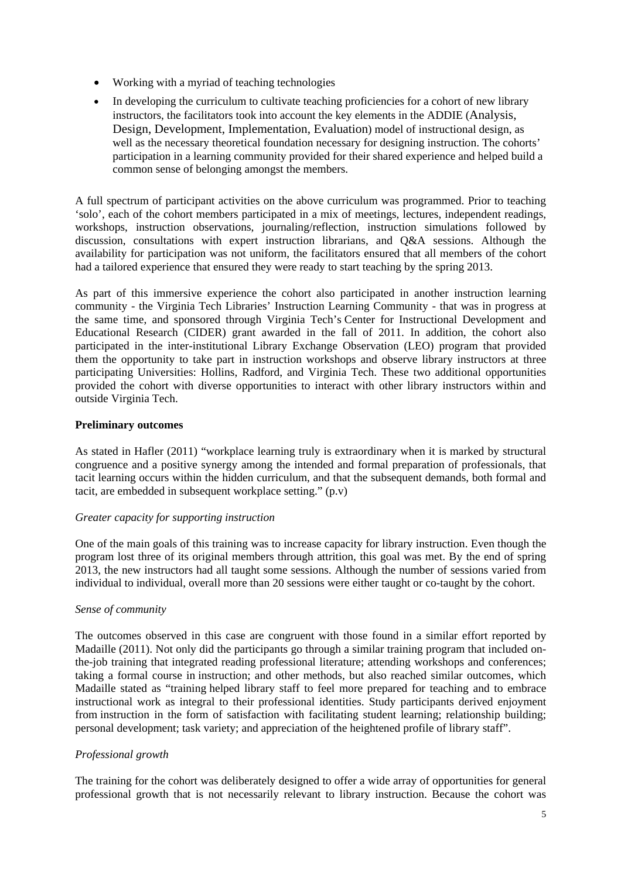- Working with a myriad of teaching technologies
- In developing the curriculum to cultivate teaching proficiencies for a cohort of new library instructors, the facilitators took into account the key elements in the ADDIE (Analysis, Design, Development, Implementation, Evaluation) model of instructional design, as well as the necessary theoretical foundation necessary for designing instruction. The cohorts' participation in a learning community provided for their shared experience and helped build a common sense of belonging amongst the members.

A full spectrum of participant activities on the above curriculum was programmed. Prior to teaching 'solo', each of the cohort members participated in a mix of meetings, lectures, independent readings, workshops, instruction observations, journaling/reflection, instruction simulations followed by discussion, consultations with expert instruction librarians, and Q&A sessions. Although the availability for participation was not uniform, the facilitators ensured that all members of the cohort had a tailored experience that ensured they were ready to start teaching by the spring 2013.

As part of this immersive experience the cohort also participated in another instruction learning community - the Virginia Tech Libraries' Instruction Learning Community - that was in progress at the same time, and sponsored through Virginia Tech's Center for Instructional Development and Educational Research (CIDER) grant awarded in the fall of 2011. In addition, the cohort also participated in the inter-institutional Library Exchange Observation (LEO) program that provided them the opportunity to take part in instruction workshops and observe library instructors at three participating Universities: Hollins, Radford, and Virginia Tech. These two additional opportunities provided the cohort with diverse opportunities to interact with other library instructors within and outside Virginia Tech.

**Preliminary outcomes**

As stated in Hafler (2011) "workplace learning truly is extraordinary when it is marked by structural congruence and a positive synergy among the intended and formal preparation of professionals, that tacit learning occurs within the hidden curriculum, and that the subsequent demands, both formal and tacit, are embedded in subsequent workplace setting." (p.v)

*Greater capacity for supporting instruction*

One of the main goals of this training was to increase capacity for library instruction. Even though the program lost three of its original members through attrition, this goal was met. By the end of spring 2013, the new instructors had all taught some sessions. Although the number of sessions varied from individual to individual, overall more than 20 sessions were either taught or co-taught by the cohort.

*Sense of community*

The outcomes observed in this case are congruent with those found in a similar effort reported by Madaille (2011). Not only did the participants go through a similar training program that included on-the-job training that integrated reading professional literature; attending workshops and conferences; taking a formal course in instruction; and other methods, but also reached similar outcomes, which Madaille stated as "training helped library staff to feel more prepared for teaching and to embrace instructional work as integral to their professional identities. Study participants derived enjoyment from instruction in the form of satisfaction with facilitating student learning; relationship building; personal development; task variety; and appreciation of the heightened profile of library staff".

*Professional growth*

The training for the cohort was deliberately designed to offer a wide array of opportunities for general professional growth that is not necessarily relevant to library instruction. Because the cohort was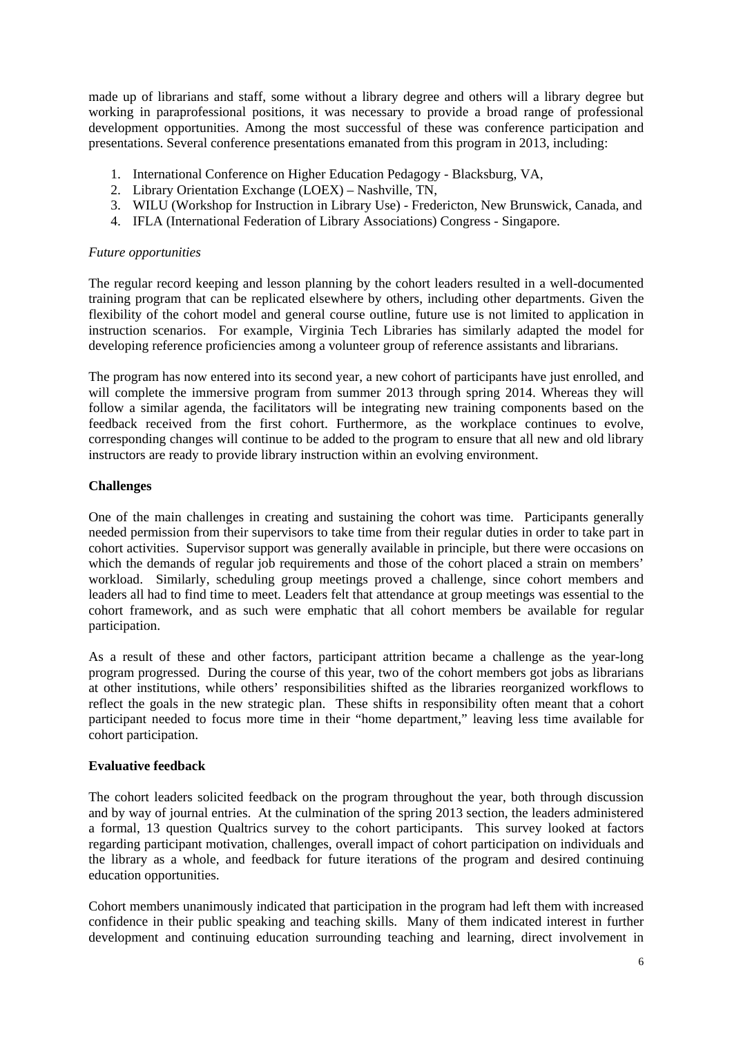made up of librarians and staff, some without a library degree and others will a library degree but working in paraprofessional positions, it was necessary to provide a broad range of professional development opportunities. Among the most successful of these was conference participation and presentations. Several conference presentations emanated from this program in 2013, including:

1. International Conference on Higher Education Pedagogy - Blacksburg, VA,
2. Library Orientation Exchange (LOEX) – Nashville, TN,
3. WILU (Workshop for Instruction in Library Use) - Fredericton, New Brunswick, Canada, and
4. IFLA (International Federation of Library Associations) Congress - Singapore.

*Future opportunities*

The regular record keeping and lesson planning by the cohort leaders resulted in a well-documented training program that can be replicated elsewhere by others, including other departments. Given the flexibility of the cohort model and general course outline, future use is not limited to application in instruction scenarios. For example, Virginia Tech Libraries has similarly adapted the model for developing reference proficiencies among a volunteer group of reference assistants and librarians.

The program has now entered into its second year, a new cohort of participants have just enrolled, and will complete the immersive program from summer 2013 through spring 2014. Whereas they will follow a similar agenda, the facilitators will be integrating new training components based on the feedback received from the first cohort. Furthermore, as the workplace continues to evolve, corresponding changes will continue to be added to the program to ensure that all new and old library instructors are ready to provide library instruction within an evolving environment.

**Challenges**

One of the main challenges in creating and sustaining the cohort was time. Participants generally needed permission from their supervisors to take time from their regular duties in order to take part in cohort activities. Supervisor support was generally available in principle, but there were occasions on which the demands of regular job requirements and those of the cohort placed a strain on members' workload. Similarly, scheduling group meetings proved a challenge, since cohort members and leaders all had to find time to meet. Leaders felt that attendance at group meetings was essential to the cohort framework, and as such were emphatic that all cohort members be available for regular participation.

As a result of these and other factors, participant attrition became a challenge as the year-long program progressed. During the course of this year, two of the cohort members got jobs as librarians at other institutions, while others' responsibilities shifted as the libraries reorganized workflows to reflect the goals in the new strategic plan. These shifts in responsibility often meant that a cohort participant needed to focus more time in their "home department," leaving less time available for cohort participation.

**Evaluative feedback**

The cohort leaders solicited feedback on the program throughout the year, both through discussion and by way of journal entries. At the culmination of the spring 2013 section, the leaders administered a formal, 13 question Qualtrics survey to the cohort participants. This survey looked at factors regarding participant motivation, challenges, overall impact of cohort participation on individuals and the library as a whole, and feedback for future iterations of the program and desired continuing education opportunities.

Cohort members unanimously indicated that participation in the program had left them with increased confidence in their public speaking and teaching skills. Many of them indicated interest in further development and continuing education surrounding teaching and learning, direct involvement in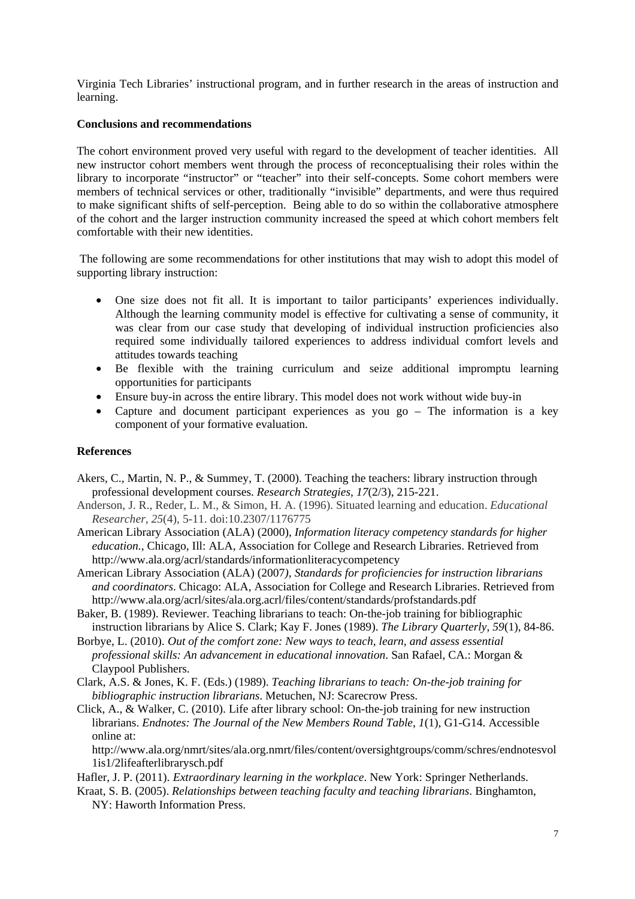Virginia Tech Libraries' instructional program, and in further research in the areas of instruction and learning.

**Conclusions and recommendations**

The cohort environment proved very useful with regard to the development of teacher identities. All new instructor cohort members went through the process of reconceptualising their roles within the library to incorporate "instructor" or "teacher" into their self-concepts. Some cohort members were members of technical services or other, traditionally "invisible" departments, and were thus required to make significant shifts of self-perception. Being able to do so within the collaborative atmosphere of the cohort and the larger instruction community increased the speed at which cohort members felt comfortable with their new identities.

The following are some recommendations for other institutions that may wish to adopt this model of supporting library instruction:

- One size does not fit all. It is important to tailor participants' experiences individually. Although the learning community model is effective for cultivating a sense of community, it was clear from our case study that developing of individual instruction proficiencies also required some individually tailored experiences to address individual comfort levels and attitudes towards teaching
- Be flexible with the training curriculum and seize additional impromptu learning opportunities for participants
- Ensure buy-in across the entire library. This model does not work without wide buy-in
- Capture and document participant experiences as you go – The information is a key component of your formative evaluation.

**References**

Akers, C., Martin, N. P., & Summey, T. (2000). Teaching the teachers: library instruction through professional development courses. *Research Strategies, 17*(2/3), 215-221.

Anderson, J. R., Reder, L. M., & Simon, H. A. (1996). Situated learning and education. *Educational Researcher, 25*(4), 5-11. doi:10.2307/1176775

American Library Association (ALA) (2000), *Information literacy competency standards for higher education.*, Chicago, Ill: ALA, Association for College and Research Libraries. Retrieved from http://www.ala.org/acrl/standards/informationliteracycompetency

American Library Association (ALA) (2007*), Standards for proficiencies for instruction librarians and coordinators*. Chicago: ALA, Association for College and Research Libraries. Retrieved from http://www.ala.org/acrl/sites/ala.org.acrl/files/content/standards/profstandards.pdf

Baker, B. (1989). Reviewer. Teaching librarians to teach: On-the-job training for bibliographic instruction librarians by Alice S. Clark; Kay F. Jones (1989). *The Library Quarterly, 59*(1), 84-86.

Borbye, L. (2010). *Out of the comfort zone: New ways to teach, learn, and assess essential professional skills: An advancement in educational innovation*. San Rafael, CA.: Morgan & Claypool Publishers.

Clark, A.S. & Jones, K. F. (Eds.) (1989). *Teaching librarians to teach: On-the-job training for bibliographic instruction librarians*. Metuchen, NJ: Scarecrow Press.

Click, A., & Walker, C. (2010). Life after library school: On-the-job training for new instruction librarians. *Endnotes: The Journal of the New Members Round Table, 1*(1), G1-G14. Accessible online at: http://www.ala.org/nmrt/sites/ala.org.nmrt/files/content/oversightgroups/comm/schres/endnotesvol1is1/2lifeafterlibrarysch.pdf

Hafler, J. P. (2011). *Extraordinary learning in the workplace*. New York: Springer Netherlands.

Kraat, S. B. (2005). *Relationships between teaching faculty and teaching librarians*. Binghamton, NY: Haworth Information Press.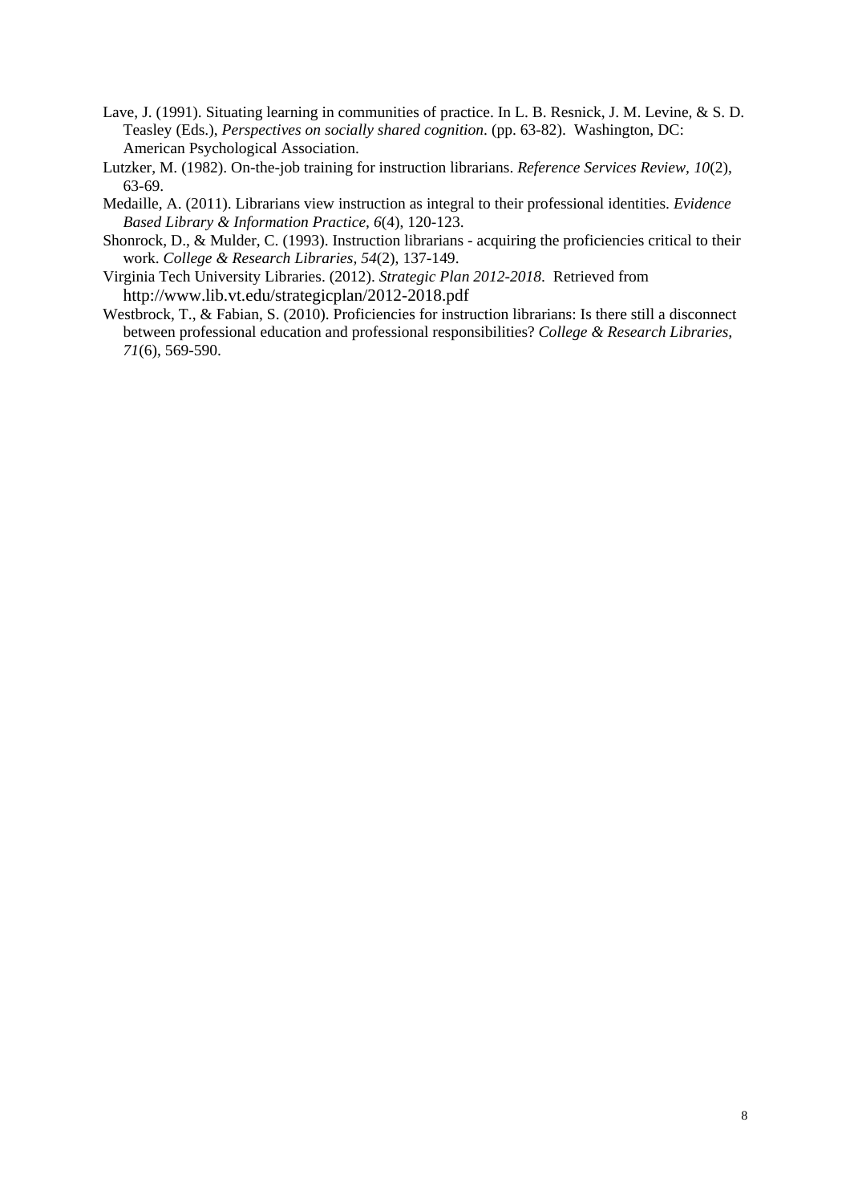Lave, J. (1991). Situating learning in communities of practice. In L. B. Resnick, J. M. Levine, & S. D. Teasley (Eds.), *Perspectives on socially shared cognition*. (pp. 63-82). Washington, DC: American Psychological Association.

Lutzker, M. (1982). On-the-job training for instruction librarians. *Reference Services Review, 10*(2), 63-69.

Medaille, A. (2011). Librarians view instruction as integral to their professional identities. *Evidence Based Library & Information Practice, 6*(4), 120-123.

Shonrock, D., & Mulder, C. (1993). Instruction librarians - acquiring the proficiencies critical to their work. *College & Research Libraries, 54*(2), 137-149.

Virginia Tech University Libraries. (2012). *Strategic Plan 2012-2018*. Retrieved from http://www.lib.vt.edu/strategicplan/2012-2018.pdf

Westbrock, T., & Fabian, S. (2010). Proficiencies for instruction librarians: Is there still a disconnect between professional education and professional responsibilities? *College & Research Libraries, 71*(6), 569-590.